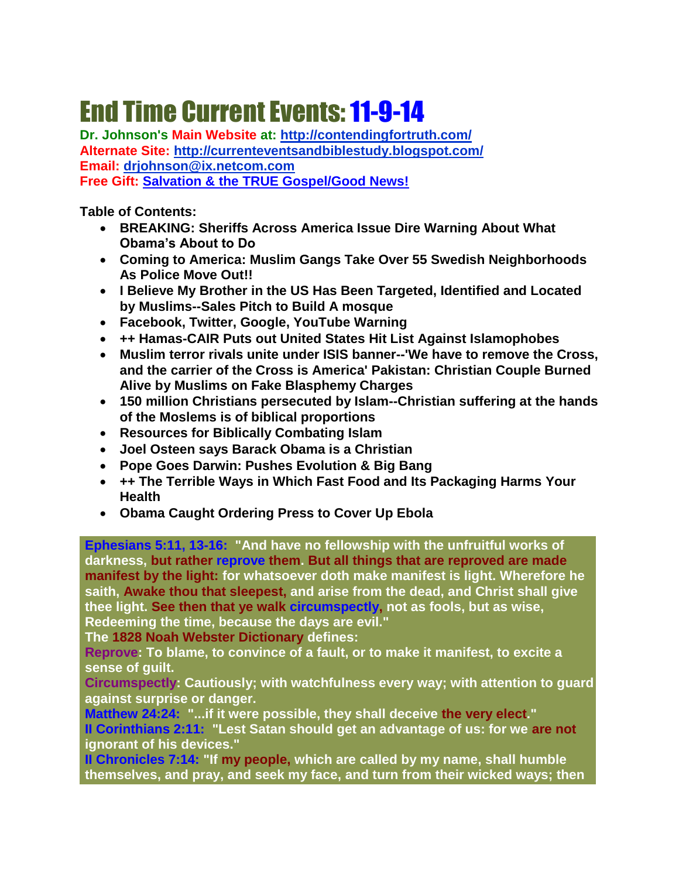# End Time Current Events: 11-9-14

**Dr. Johnson's Main Website at: http://contendingfortruth.com/**
**Alternate Site: http://currenteventsandbiblestudy.blogspot.com/**
**Email: drjohnson@ix.netcom.com**
**Free Gift: Salvation & the TRUE Gospel/Good News!**

**Table of Contents:**

- **BREAKING: Sheriffs Across America Issue Dire Warning About What Obama's About to Do**
- **Coming to America: Muslim Gangs Take Over 55 Swedish Neighborhoods As Police Move Out!!**
- **I Believe My Brother in the US Has Been Targeted, Identified and Located by Muslims--Sales Pitch to Build A mosque**
- **Facebook, Twitter, Google, YouTube Warning**
- **++ Hamas-CAIR Puts out United States Hit List Against Islamophobes**
- **Muslim terror rivals unite under ISIS banner--'We have to remove the Cross, and the carrier of the Cross is America' Pakistan: Christian Couple Burned Alive by Muslims on Fake Blasphemy Charges**
- **150 million Christians persecuted by Islam--Christian suffering at the hands of the Moslems is of biblical proportions**
- **Resources for Biblically Combating Islam**
- **Joel Osteen says Barack Obama is a Christian**
- **Pope Goes Darwin: Pushes Evolution & Big Bang**
- **++ The Terrible Ways in Which Fast Food and Its Packaging Harms Your Health**
- **Obama Caught Ordering Press to Cover Up Ebola**

**Ephesians 5:11, 13-16: "And have no fellowship with the unfruitful works of darkness, but rather reprove them. But all things that are reproved are made manifest by the light: for whatsoever doth make manifest is light. Wherefore he saith, Awake thou that sleepest, and arise from the dead, and Christ shall give thee light. See then that ye walk circumspectly, not as fools, but as wise, Redeeming the time, because the days are evil."**
**The 1828 Noah Webster Dictionary defines:**
**Reprove: To blame, to convince of a fault, or to make it manifest, to excite a sense of guilt.**
**Circumspectly: Cautiously; with watchfulness every way; with attention to guard against surprise or danger.**
**Matthew 24:24: "...if it were possible, they shall deceive the very elect."**
**II Corinthians 2:11: "Lest Satan should get an advantage of us: for we are not ignorant of his devices."**
**II Chronicles 7:14: "If my people, which are called by my name, shall humble themselves, and pray, and seek my face, and turn from their wicked ways; then**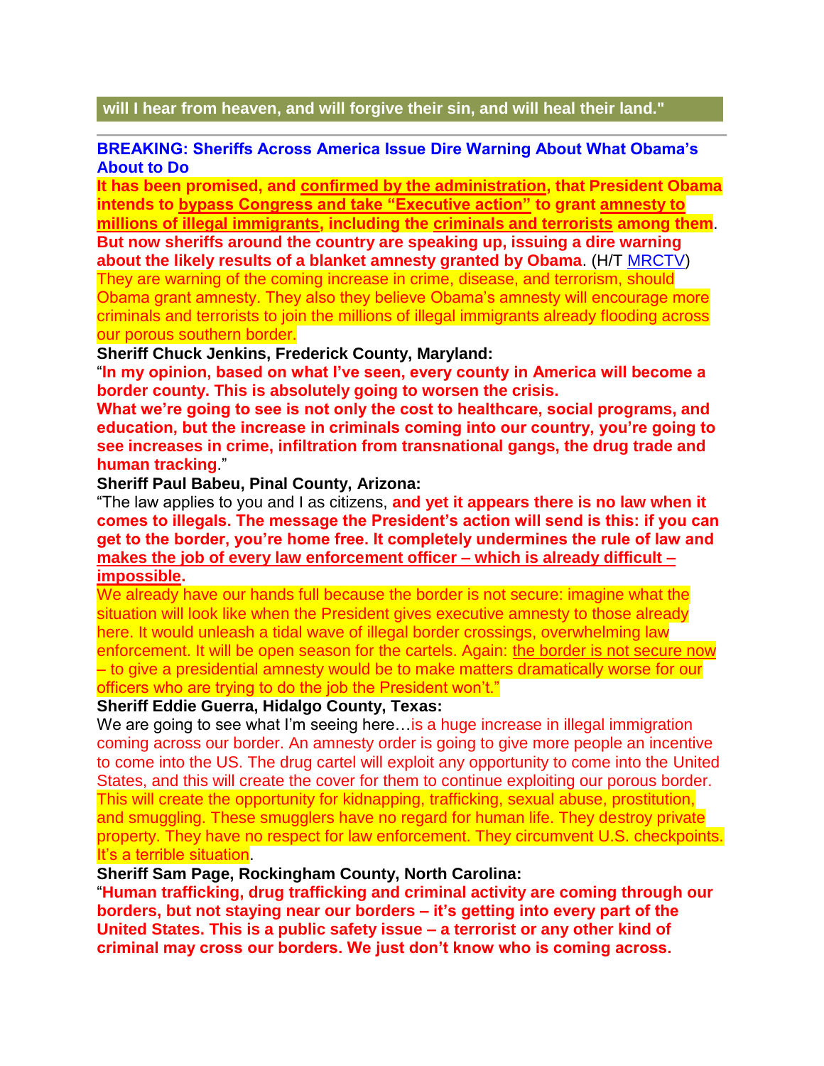will I hear from heaven, and will forgive their sin, and will heal their land."

---

**BREAKING: Sheriffs Across America Issue Dire Warning About What Obama's About to Do**

**It has been promised, and confirmed by the administration, that President Obama intends to bypass Congress and take "Executive action" to grant amnesty to millions of illegal immigrants, including the criminals and terrorists among them.**

**But now sheriffs around the country are speaking up, issuing a dire warning about the likely results of a blanket amnesty granted by Obama.** (H/T MRCTV)

They are warning of the coming increase in crime, disease, and terrorism, should Obama grant amnesty. They also they believe Obama's amnesty will encourage more criminals and terrorists to join the millions of illegal immigrants already flooding across our porous southern border.

**Sheriff Chuck Jenkins, Frederick County, Maryland:**

"**In my opinion, based on what I've seen, every county in America will become a border county. This is absolutely going to worsen the crisis.**

**What we're going to see is not only the cost to healthcare, social programs, and education, but the increase in criminals coming into our country, you're going to see increases in crime, infiltration from transnational gangs, the drug trade and human tracking.**"

**Sheriff Paul Babeu, Pinal County, Arizona:**

"The law applies to you and I as citizens, **and yet it appears there is no law when it comes to illegals. The message the President's action will send is this: if you can get to the border, you're home free. It completely undermines the rule of law and makes the job of every law enforcement officer – which is already difficult – impossible.**

We already have our hands full because the border is not secure: imagine what the situation will look like when the President gives executive amnesty to those already here. It would unleash a tidal wave of illegal border crossings, overwhelming law enforcement. It will be open season for the cartels. Again: the border is not secure now – to give a presidential amnesty would be to make matters dramatically worse for our officers who are trying to do the job the President won't."

**Sheriff Eddie Guerra, Hidalgo County, Texas:**

We are going to see what I'm seeing here…is a huge increase in illegal immigration coming across our border. An amnesty order is going to give more people an incentive to come into the US. The drug cartel will exploit any opportunity to come into the United States, and this will create the cover for them to continue exploiting our porous border. This will create the opportunity for kidnapping, trafficking, sexual abuse, prostitution, and smuggling. These smugglers have no regard for human life. They destroy private property. They have no respect for law enforcement. They circumvent U.S. checkpoints. It's a terrible situation.

**Sheriff Sam Page, Rockingham County, North Carolina:**

"**Human trafficking, drug trafficking and criminal activity are coming through our borders, but not staying near our borders – it's getting into every part of the United States. This is a public safety issue – a terrorist or any other kind of criminal may cross our borders. We just don't know who is coming across.**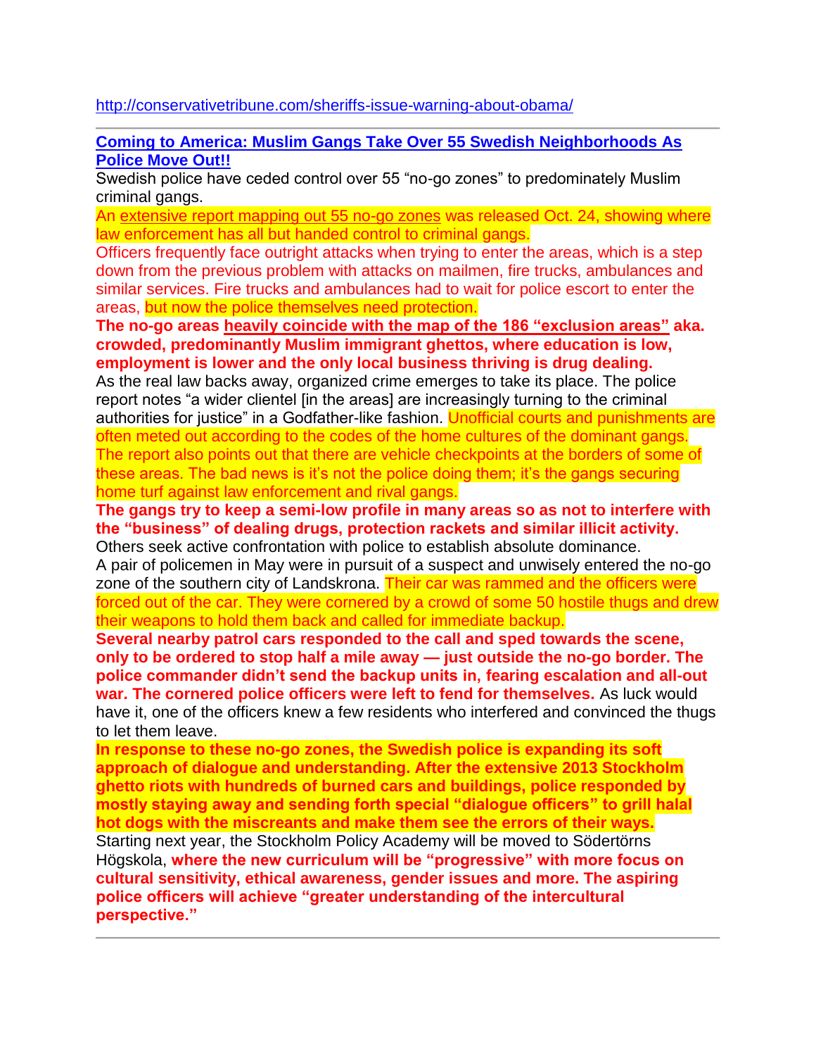http://conservativetribune.com/sheriffs-issue-warning-about-obama/

---

**Coming to America: Muslim Gangs Take Over 55 Swedish Neighborhoods As Police Move Out!!**

Swedish police have ceded control over 55 “no-go zones” to predominately Muslim criminal gangs.

An extensive report mapping out 55 no-go zones was released Oct. 24, showing where law enforcement has all but handed control to criminal gangs.

Officers frequently face outright attacks when trying to enter the areas, which is a step down from the previous problem with attacks on mailmen, fire trucks, ambulances and similar services. Fire trucks and ambulances had to wait for police escort to enter the areas, but now the police themselves need protection.

**The no-go areas heavily coincide with the map of the 186 “exclusion areas” aka. crowded, predominantly Muslim immigrant ghettos, where education is low, employment is lower and the only local business thriving is drug dealing.**

As the real law backs away, organized crime emerges to take its place. The police report notes “a wider clientel [in the areas] are increasingly turning to the criminal authorities for justice” in a Godfather-like fashion. Unofficial courts and punishments are often meted out according to the codes of the home cultures of the dominant gangs. The report also points out that there are vehicle checkpoints at the borders of some of these areas. The bad news is it’s not the police doing them; it’s the gangs securing home turf against law enforcement and rival gangs.

**The gangs try to keep a semi-low profile in many areas so as not to interfere with the “business” of dealing drugs, protection rackets and similar illicit activity.**

Others seek active confrontation with police to establish absolute dominance.

A pair of policemen in May were in pursuit of a suspect and unwisely entered the no-go zone of the southern city of Landskrona. Their car was rammed and the officers were forced out of the car. They were cornered by a crowd of some 50 hostile thugs and drew their weapons to hold them back and called for immediate backup.

**Several nearby patrol cars responded to the call and sped towards the scene, only to be ordered to stop half a mile away — just outside the no-go border. The police commander didn’t send the backup units in, fearing escalation and all-out war. The cornered police officers were left to fend for themselves.** As luck would have it, one of the officers knew a few residents who interfered and convinced the thugs to let them leave.

**In response to these no-go zones, the Swedish police is expanding its soft approach of dialogue and understanding. After the extensive 2013 Stockholm ghetto riots with hundreds of burned cars and buildings, police responded by mostly staying away and sending forth special “dialogue officers” to grill halal hot dogs with the miscreants and make them see the errors of their ways.**

Starting next year, the Stockholm Policy Academy will be moved to Södertörns Högskola, **where the new curriculum will be “progressive” with more focus on cultural sensitivity, ethical awareness, gender issues and more. The aspiring police officers will achieve “greater understanding of the intercultural perspective.”**

---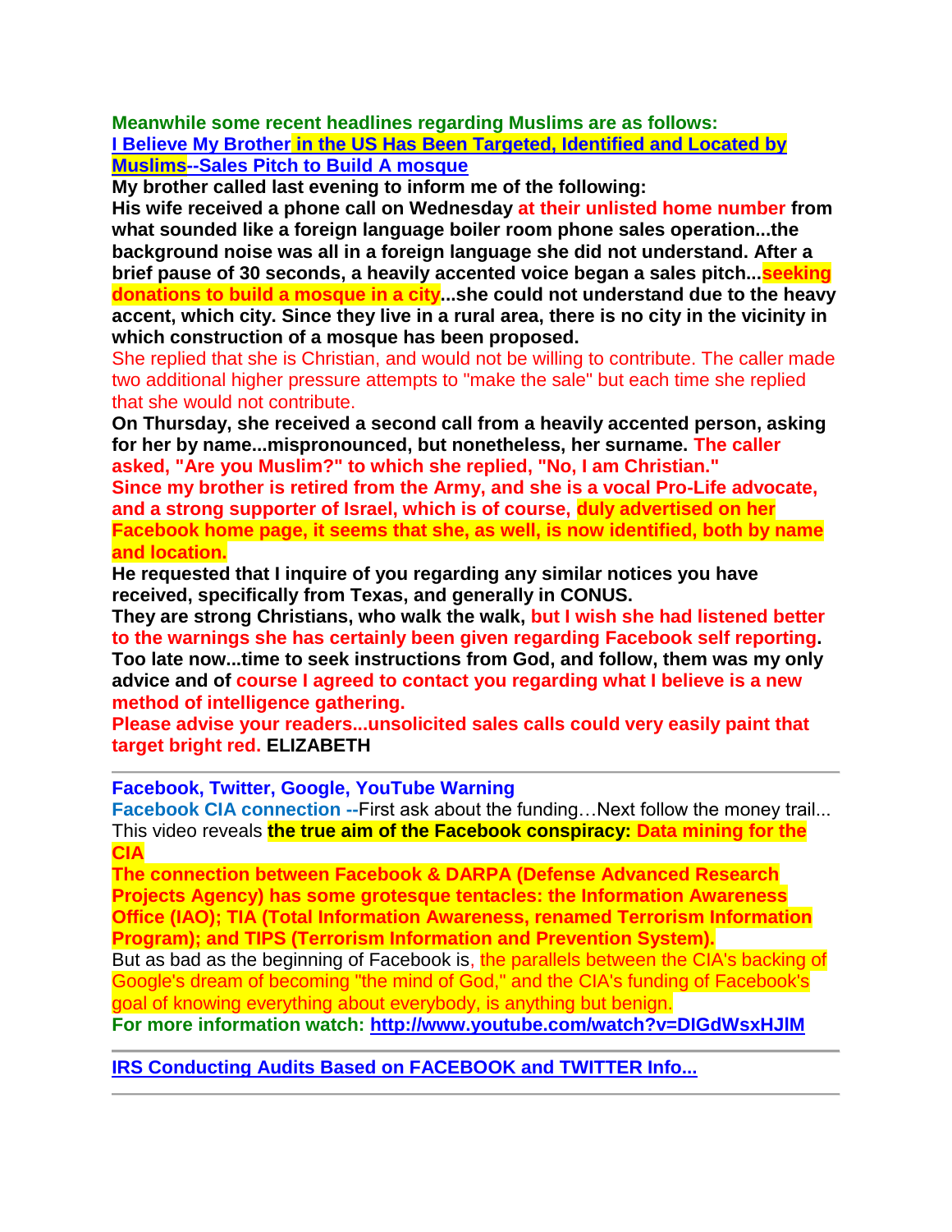**Meanwhile some recent headlines regarding Muslims are as follows:**

**I Believe My Brother in the US Has Been Targeted, Identified and Located by Muslims--Sales Pitch to Build A mosque**

**My brother called last evening to inform me of the following:**

**His wife received a phone call on Wednesday at their unlisted home number from what sounded like a foreign language boiler room phone sales operation...the background noise was all in a foreign language she did not understand. After a brief pause of 30 seconds, a heavily accented voice began a sales pitch...seeking donations to build a mosque in a city...she could not understand due to the heavy accent, which city. Since they live in a rural area, there is no city in the vicinity in which construction of a mosque has been proposed.**

She replied that she is Christian, and would not be willing to contribute. The caller made two additional higher pressure attempts to "make the sale" but each time she replied that she would not contribute.

**On Thursday, she received a second call from a heavily accented person, asking for her by name...mispronounced, but nonetheless, her surname. The caller asked, "Are you Muslim?" to which she replied, "No, I am Christian."**

**Since my brother is retired from the Army, and she is a vocal Pro-Life advocate, and a strong supporter of Israel, which is of course, duly advertised on her Facebook home page, it seems that she, as well, is now identified, both by name and location.**

**He requested that I inquire of you regarding any similar notices you have received, specifically from Texas, and generally in CONUS.**

**They are strong Christians, who walk the walk, but I wish she had listened better to the warnings she has certainly been given regarding Facebook self reporting.**

**Too late now...time to seek instructions from God, and follow, them was my only advice and of course I agreed to contact you regarding what I believe is a new method of intelligence gathering.**

**Please advise your readers...unsolicited sales calls could very easily paint that target bright red.** **ELIZABETH**

---

**Facebook, Twitter, Google, YouTube Warning**

**Facebook CIA connection --**First ask about the funding…Next follow the money trail... This video reveals **the true aim of the Facebook conspiracy: Data mining for the CIA**

**The connection between Facebook & DARPA (Defense Advanced Research Projects Agency) has some grotesque tentacles: the Information Awareness Office (IAO); TIA (Total Information Awareness, renamed Terrorism Information Program); and TIPS (Terrorism Information and Prevention System).**

But as bad as the beginning of Facebook is, the parallels between the CIA's backing of Google's dream of becoming "the mind of God," and the CIA's funding of Facebook's goal of knowing everything about everybody, is anything but benign.

**For more information watch: http://www.youtube.com/watch?v=DIGdWsxHJlM**

---

**IRS Conducting Audits Based on FACEBOOK and TWITTER Info...**

---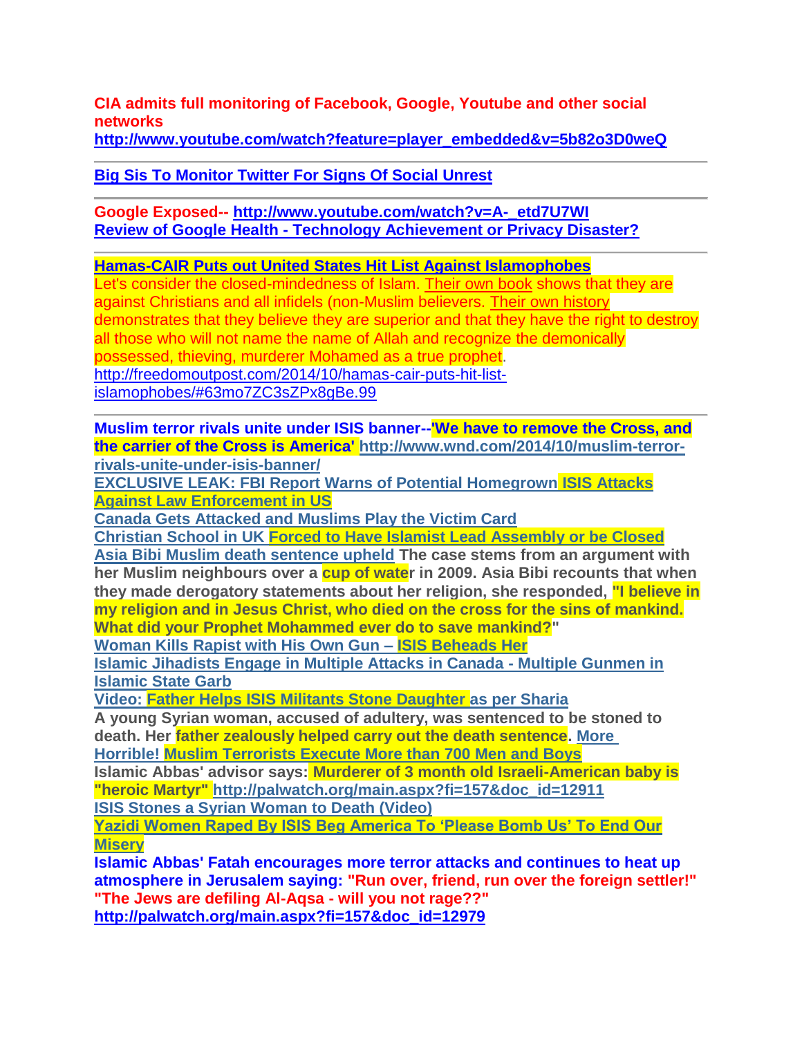**CIA admits full monitoring of Facebook, Google, Youtube and other social networks**
**http://www.youtube.com/watch?feature=player_embedded&v=5b82o3D0weQ**

---

**Big Sis To Monitor Twitter For Signs Of Social Unrest**

---

**Google Exposed-- http://www.youtube.com/watch?v=A-_etd7U7WI**
**Review of Google Health - Technology Achievement or Privacy Disaster?**

---

**Hamas-CAIR Puts out United States Hit List Against Islamophobes**
Let's consider the closed-mindedness of Islam. Their own book shows that they are against Christians and all infidels (non-Muslim believers. Their own history demonstrates that they believe they are superior and that they have the right to destroy all those who will not name the name of Allah and recognize the demonically possessed, thieving, murderer Mohamed as a true prophet.
http://freedomoutpost.com/2014/10/hamas-cair-puts-hit-list-islamophobes/#63mo7ZC3sZPx8gBe.99

---

**Muslim terror rivals unite under ISIS banner--'We have to remove the Cross, and the carrier of the Cross is America' http://www.wnd.com/2014/10/muslim-terror-rivals-unite-under-isis-banner/**
**EXCLUSIVE LEAK: FBI Report Warns of Potential Homegrown ISIS Attacks Against Law Enforcement in US**
**Canada Gets Attacked and Muslims Play the Victim Card**
**Christian School in UK Forced to Have Islamist Lead Assembly or be Closed**
**Asia Bibi Muslim death sentence upheld The case stems from an argument with her Muslim neighbours over a cup of water in 2009. Asia Bibi recounts that when they made derogatory statements about her religion, she responded, "I believe in my religion and in Jesus Christ, who died on the cross for the sins of mankind. What did your Prophet Mohammed ever do to save mankind?"**
**Woman Kills Rapist with His Own Gun – ISIS Beheads Her**
**Islamic Jihadists Engage in Multiple Attacks in Canada - Multiple Gunmen in Islamic State Garb**
**Video: Father Helps ISIS Militants Stone Daughter as per Sharia**
**A young Syrian woman, accused of adultery, was sentenced to be stoned to death. Her father zealously helped carry out the death sentence. More Horrible! Muslim Terrorists Execute More than 700 Men and Boys**
**Islamic Abbas' advisor says: Murderer of 3 month old Israeli-American baby is "heroic Martyr" http://palwatch.org/main.aspx?fi=157&doc_id=12911**
**ISIS Stones a Syrian Woman to Death (Video)**
**Yazidi Women Raped By ISIS Beg America To 'Please Bomb Us' To End Our Misery**
**Islamic Abbas' Fatah encourages more terror attacks and continues to heat up atmosphere in Jerusalem saying: "Run over, friend, run over the foreign settler!" "The Jews are defiling Al-Aqsa - will you not rage??"**
**http://palwatch.org/main.aspx?fi=157&doc_id=12979**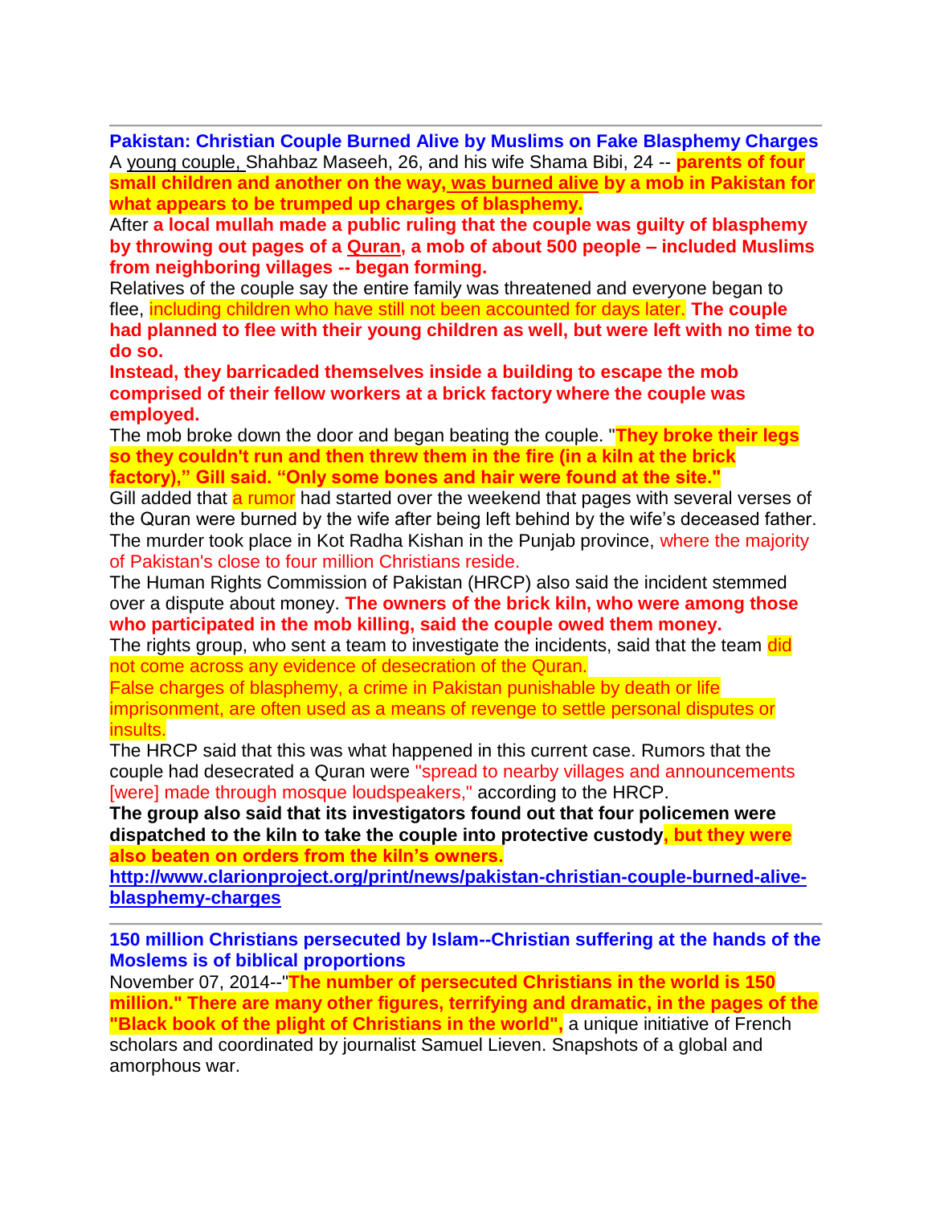---

**Pakistan: Christian Couple Burned Alive by Muslims on Fake Blasphemy Charges**

A young couple, Shahbaz Maseeh, 26, and his wife Shama Bibi, 24 -- **parents of four small children and another on the way, was burned alive by a mob in Pakistan for what appears to be trumped up charges of blasphemy.**

After **a local mullah made a public ruling that the couple was guilty of blasphemy by throwing out pages of a Quran, a mob of about 500 people – included Muslims from neighboring villages -- began forming.**

Relatives of the couple say the entire family was threatened and everyone began to flee, including children who have still not been accounted for days later. **The couple had planned to flee with their young children as well, but were left with no time to do so.**

**Instead, they barricaded themselves inside a building to escape the mob comprised of their fellow workers at a brick factory where the couple was employed.**

The mob broke down the door and began beating the couple. "**They broke their legs so they couldn't run and then threw them in the fire (in a kiln at the brick factory)," Gill said. "Only some bones and hair were found at the site."**

Gill added that a rumor had started over the weekend that pages with several verses of the Quran were burned by the wife after being left behind by the wife's deceased father. The murder took place in Kot Radha Kishan in the Punjab province, where the majority of Pakistan's close to four million Christians reside.

The Human Rights Commission of Pakistan (HRCP) also said the incident stemmed over a dispute about money. **The owners of the brick kiln, who were among those who participated in the mob killing, said the couple owed them money.**

The rights group, who sent a team to investigate the incidents, said that the team did not come across any evidence of desecration of the Quran.

False charges of blasphemy, a crime in Pakistan punishable by death or life imprisonment, are often used as a means of revenge to settle personal disputes or insults.

The HRCP said that this was what happened in this current case. Rumors that the couple had desecrated a Quran were "spread to nearby villages and announcements [were] made through mosque loudspeakers," according to the HRCP.

**The group also said that its investigators found out that four policemen were dispatched to the kiln to take the couple into protective custody, but they were also beaten on orders from the kiln's owners.**

**http://www.clarionproject.org/print/news/pakistan-christian-couple-burned-alive-blasphemy-charges**

---

**150 million Christians persecuted by Islam--Christian suffering at the hands of the Moslems is of biblical proportions**

November 07, 2014--"**The number of persecuted Christians in the world is 150 million." There are many other figures, terrifying and dramatic, in the pages of the "Black book of the plight of Christians in the world",** a unique initiative of French scholars and coordinated by journalist Samuel Lieven. Snapshots of a global and amorphous war.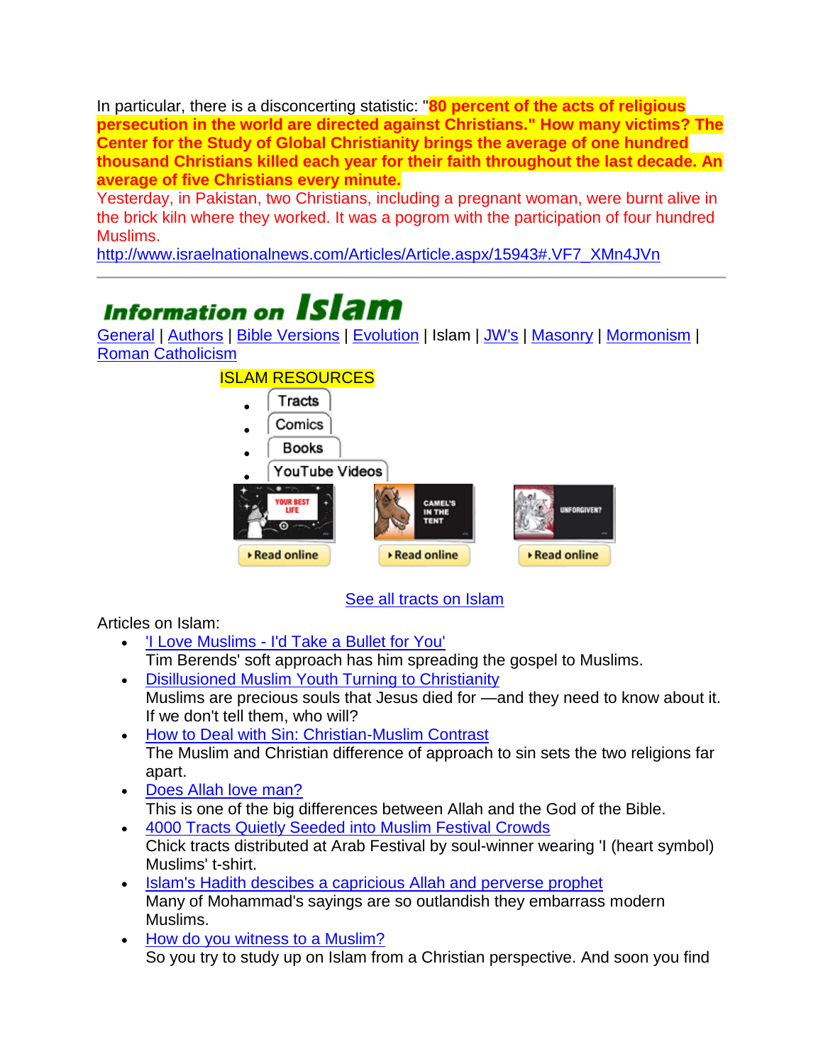In particular, there is a disconcerting statistic: "**80 percent of the acts of religious persecution in the world are directed against Christians." How many victims? The Center for the Study of Global Christianity brings the average of one hundred thousand Christians killed each year for their faith throughout the last decade. An average of five Christians every minute.**

Yesterday, in Pakistan, two Christians, including a pregnant woman, were burnt alive in the brick kiln where they worked. It was a pogrom with the participation of four hundred Muslims.

http://www.israelnationalnews.com/Articles/Article.aspx/15943#.VF7_XMn4JVn

---

# Information on Islam

General | Authors | Bible Versions | Evolution | Islam | JW's | Masonry | Mormonism | Roman Catholicism

ISLAM RESOURCES

- Tracts
- Comics
- Books
- YouTube Videos

YOUR BEST LIFE — Read online | CAMEL'S IN THE TENT — Read online | UNFORGIVEN? — Read online

See all tracts on Islam

Articles on Islam:

- 'I Love Muslims - I'd Take a Bullet for You'
  Tim Berends' soft approach has him spreading the gospel to Muslims.
- Disillusioned Muslim Youth Turning to Christianity
  Muslims are precious souls that Jesus died for —and they need to know about it. If we don't tell them, who will?
- How to Deal with Sin: Christian-Muslim Contrast
  The Muslim and Christian difference of approach to sin sets the two religions far apart.
- Does Allah love man?
  This is one of the big differences between Allah and the God of the Bible.
- 4000 Tracts Quietly Seeded into Muslim Festival Crowds
  Chick tracts distributed at Arab Festival by soul-winner wearing 'I (heart symbol) Muslims' t-shirt.
- Islam's Hadith descibes a capricious Allah and perverse prophet
  Many of Mohammad's sayings are so outlandish they embarrass modern Muslims.
- How do you witness to a Muslim?
  So you try to study up on Islam from a Christian perspective. And soon you find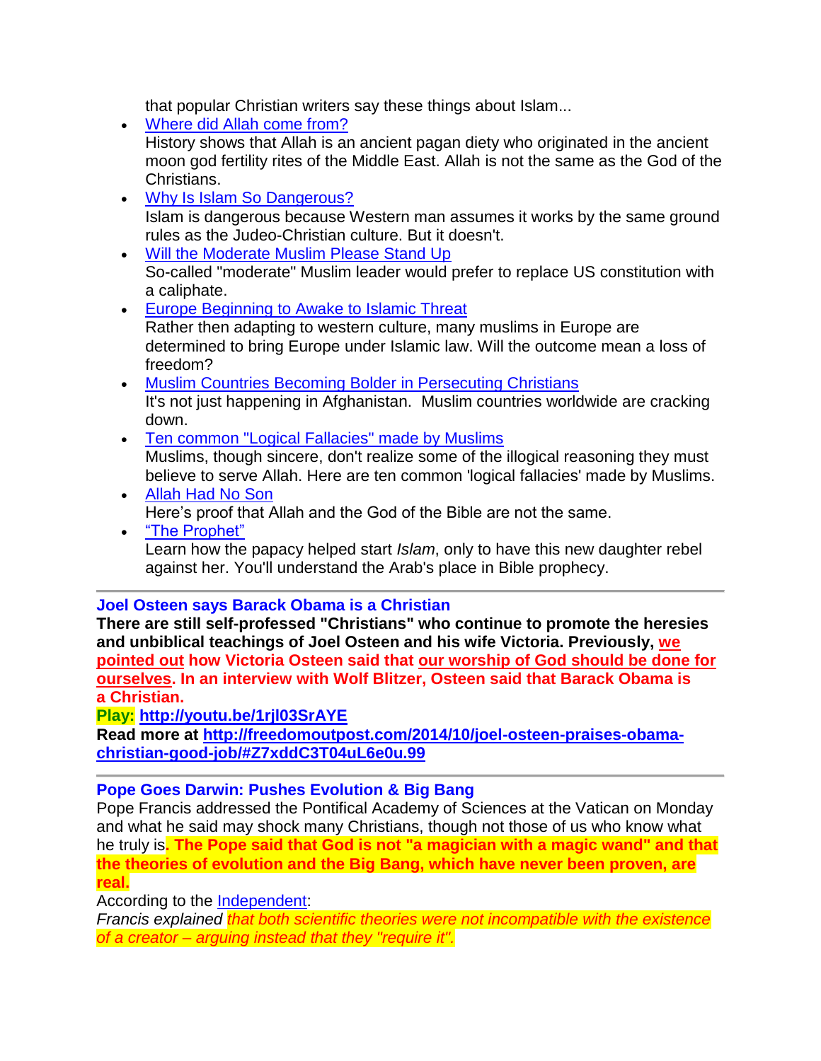that popular Christian writers say these things about Islam...

- [Where did Allah come from?](#)
  History shows that Allah is an ancient pagan diety who originated in the ancient moon god fertility rites of the Middle East. Allah is not the same as the God of the Christians.
- [Why Is Islam So Dangerous?](#)
  Islam is dangerous because Western man assumes it works by the same ground rules as the Judeo-Christian culture. But it doesn't.
- [Will the Moderate Muslim Please Stand Up](#)
  So-called "moderate" Muslim leader would prefer to replace US constitution with a caliphate.
- [Europe Beginning to Awake to Islamic Threat](#)
  Rather then adapting to western culture, many muslims in Europe are determined to bring Europe under Islamic law. Will the outcome mean a loss of freedom?
- [Muslim Countries Becoming Bolder in Persecuting Christians](#)
  It's not just happening in Afghanistan. Muslim countries worldwide are cracking down.
- [Ten common "Logical Fallacies" made by Muslims](#)
  Muslims, though sincere, don't realize some of the illogical reasoning they must believe to serve Allah. Here are ten common 'logical fallacies' made by Muslims.
- [Allah Had No Son](#)
  Here's proof that Allah and the God of the Bible are not the same.
- ["The Prophet"](#)
  Learn how the papacy helped start *Islam*, only to have this new daughter rebel against her. You'll understand the Arab's place in Bible prophecy.

---

**Joel Osteen says Barack Obama is a Christian**

**There are still self-professed "Christians" who continue to promote the heresies and unbiblical teachings of Joel Osteen and his wife Victoria. Previously, we pointed out how Victoria Osteen said that our worship of God should be done for ourselves. In an interview with Wolf Blitzer, Osteen said that Barack Obama is a Christian.**

**Play: http://youtu.be/1rjl03SrAYE**

**Read more at http://freedomoutpost.com/2014/10/joel-osteen-praises-obama-christian-good-job/#Z7xddC3T04uL6e0u.99**

---

**Pope Goes Darwin: Pushes Evolution & Big Bang**

Pope Francis addressed the Pontifical Academy of Sciences at the Vatican on Monday and what he said may shock many Christians, though not those of us who know what he truly is**. The Pope said that God is not "a magician with a magic wand" and that the theories of evolution and the Big Bang, which have never been proven, are real.**

According to the [Independent](#):

*Francis explained that both scientific theories were not incompatible with the existence of a creator – arguing instead that they "require it".*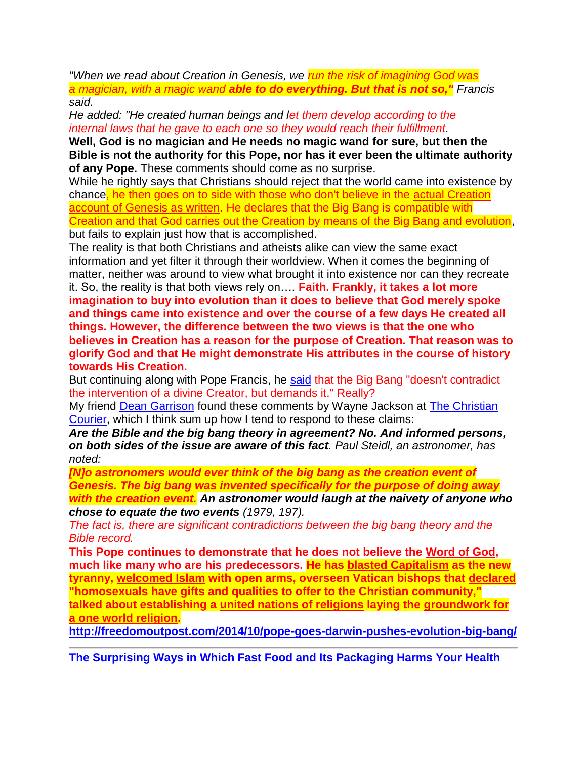*"When we read about Creation in Genesis, we run the risk of imagining God was a magician, with a magic wand **able to do everything. But that is not so,"** Francis said.*

*He added: "He created human beings and let them develop according to the internal laws that he gave to each one so they would reach their fulfillment.*

**Well, God is no magician and He needs no magic wand for sure, but then the Bible is not the authority for this Pope, nor has it ever been the ultimate authority of any Pope.** These comments should come as no surprise.

While he rightly says that Christians should reject that the world came into existence by chance, he then goes on to side with those who don't believe in the actual Creation account of Genesis as written. He declares that the Big Bang is compatible with Creation and that God carries out the Creation by means of the Big Bang and evolution, but fails to explain just how that is accomplished.

The reality is that both Christians and atheists alike can view the same exact information and yet filter it through their worldview. When it comes the beginning of matter, neither was around to view what brought it into existence nor can they recreate it. So, the reality is that both views rely on…. **Faith. Frankly, it takes a lot more imagination to buy into evolution than it does to believe that God merely spoke and things came into existence and over the course of a few days He created all things. However, the difference between the two views is that the one who believes in Creation has a reason for the purpose of Creation. That reason was to glorify God and that He might demonstrate His attributes in the course of history towards His Creation.**

But continuing along with Pope Francis, he said that the Big Bang "doesn't contradict the intervention of a divine Creator, but demands it." Really?

My friend Dean Garrison found these comments by Wayne Jackson at The Christian Courier, which I think sum up how I tend to respond to these claims:

***Are the Bible and the big bang theory in agreement? No. And informed persons, on both sides of the issue are aware of this fact**. Paul Steidl, an astronomer, has noted:*

***[N]o astronomers would ever think of the big bang as the creation event of Genesis. The big bang was invented specifically for the purpose of doing away with the creation event. An astronomer would laugh at the naivety of anyone who chose to equate the two events** (1979, 197).*

*The fact is, there are significant contradictions between the big bang theory and the Bible record.*

**This Pope continues to demonstrate that he does not believe the Word of God, much like many who are his predecessors. He has blasted Capitalism as the new tyranny, welcomed Islam with open arms, overseen Vatican bishops that declared "homosexuals have gifts and qualities to offer to the Christian community," talked about establishing a united nations of religions laying the groundwork for a one world religion.**

**http://freedomoutpost.com/2014/10/pope-goes-darwin-pushes-evolution-big-bang/**

---

**The Surprising Ways in Which Fast Food and Its Packaging Harms Your Health**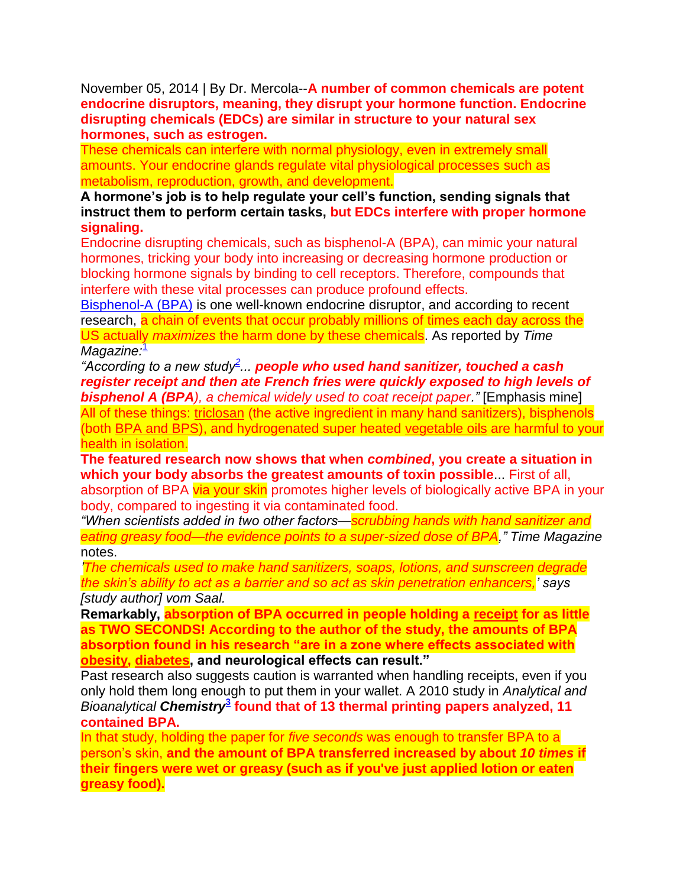November 05, 2014 | By Dr. Mercola--**A number of common chemicals are potent endocrine disruptors, meaning, they disrupt your hormone function. Endocrine disrupting chemicals (EDCs) are similar in structure to your natural sex hormones, such as estrogen.**

These chemicals can interfere with normal physiology, even in extremely small amounts. Your endocrine glands regulate vital physiological processes such as metabolism, reproduction, growth, and development.

**A hormone's job is to help regulate your cell's function, sending signals that instruct them to perform certain tasks, but EDCs interfere with proper hormone signaling.**

Endocrine disrupting chemicals, such as bisphenol-A (BPA), can mimic your natural hormones, tricking your body into increasing or decreasing hormone production or blocking hormone signals by binding to cell receptors. Therefore, compounds that interfere with these vital processes can produce profound effects.

Bisphenol-A (BPA) is one well-known endocrine disruptor, and according to recent research, a chain of events that occur probably millions of times each day across the US actually *maximizes* the harm done by these chemicals. As reported by *Time Magazine:*[1]

*"According to a new study*[2]*... **people who used hand sanitizer, touched a cash register receipt and then ate French fries were quickly exposed to high levels of bisphenol A (BPA**), a chemical widely used to coat receipt paper."* [Emphasis mine]

All of these things: triclosan (the active ingredient in many hand sanitizers), bisphenols (both BPA and BPS), and hydrogenated super heated vegetable oils are harmful to your health in isolation.

**The featured research now shows that when *combined*, you create a situation in which your body absorbs the greatest amounts of toxin possible**... First of all, absorption of BPA via your skin promotes higher levels of biologically active BPA in your body, compared to ingesting it via contaminated food.

*"When scientists added in two other factors—scrubbing hands with hand sanitizer and eating greasy food—the evidence points to a super-sized dose of BPA," Time Magazine* notes.

*'The chemicals used to make hand sanitizers, soaps, lotions, and sunscreen degrade the skin's ability to act as a barrier and so act as skin penetration enhancers,' says [study author] vom Saal.*

**Remarkably, absorption of BPA occurred in people holding a receipt for as little as TWO SECONDS! According to the author of the study, the amounts of BPA absorption found in his research "are in a zone where effects associated with obesity, diabetes, and neurological effects can result."**

Past research also suggests caution is warranted when handling receipts, even if you only hold them long enough to put them in your wallet. A 2010 study in *Analytical and Bioanalytical **Chemistry***[3] **found that of 13 thermal printing papers analyzed, 11 contained BPA.**

In that study, holding the paper for *five seconds* was enough to transfer BPA to a person's skin, **and the amount of BPA transferred increased by about *10 times* if their fingers were wet or greasy (such as if you've just applied lotion or eaten greasy food).**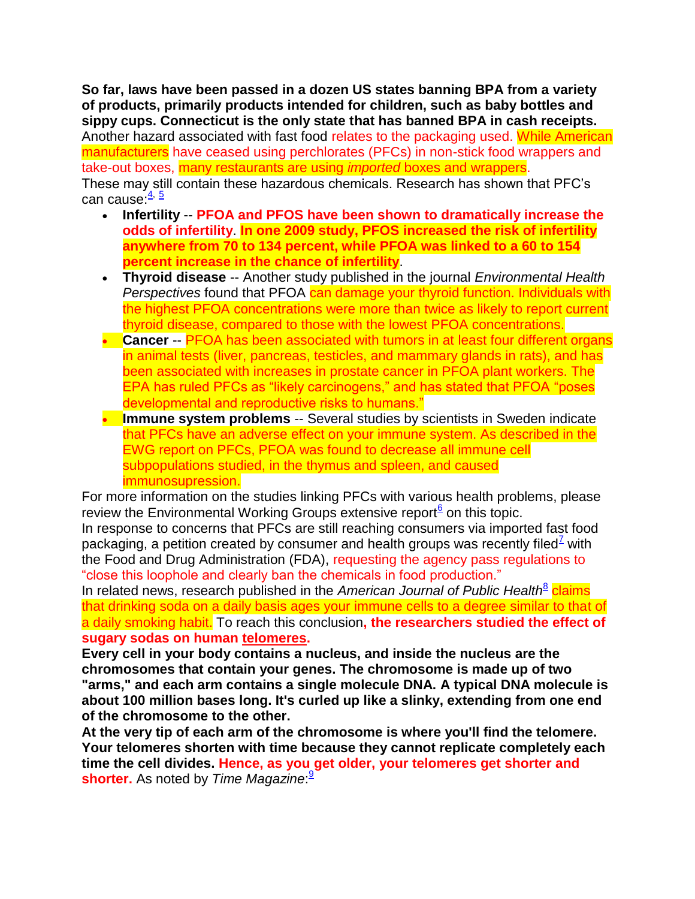**So far, laws have been passed in a dozen US states banning BPA from a variety of products, primarily products intended for children, such as baby bottles and sippy cups. Connecticut is the only state that has banned BPA in cash receipts.**

Another hazard associated with fast food relates to the packaging used. While American manufacturers have ceased using perchlorates (PFCs) in non-stick food wrappers and take-out boxes, many restaurants are using *imported* boxes and wrappers.

These may still contain these hazardous chemicals. Research has shown that PFC's can cause:[4, 5]

- **Infertility** -- **PFOA and PFOS have been shown to dramatically increase the odds of infertility**. **In one 2009 study, PFOS increased the risk of infertility anywhere from 70 to 134 percent, while PFOA was linked to a 60 to 154 percent increase in the chance of infertility**.
- **Thyroid disease** -- Another study published in the journal *Environmental Health Perspectives* found that PFOA can damage your thyroid function. Individuals with the highest PFOA concentrations were more than twice as likely to report current thyroid disease, compared to those with the lowest PFOA concentrations.
- **Cancer** -- PFOA has been associated with tumors in at least four different organs in animal tests (liver, pancreas, testicles, and mammary glands in rats), and has been associated with increases in prostate cancer in PFOA plant workers. The EPA has ruled PFCs as "likely carcinogens," and has stated that PFOA "poses developmental and reproductive risks to humans."
- **Immune system problems** -- Several studies by scientists in Sweden indicate that PFCs have an adverse effect on your immune system. As described in the EWG report on PFCs, PFOA was found to decrease all immune cell subpopulations studied, in the thymus and spleen, and caused immunosupression.

For more information on the studies linking PFCs with various health problems, please review the Environmental Working Groups extensive report[6] on this topic.

In response to concerns that PFCs are still reaching consumers via imported fast food packaging, a petition created by consumer and health groups was recently filed[7] with the Food and Drug Administration (FDA), requesting the agency pass regulations to "close this loophole and clearly ban the chemicals in food production."

In related news, research published in the *American Journal of Public Health*[8] claims that drinking soda on a daily basis ages your immune cells to a degree similar to that of a daily smoking habit. To reach this conclusion**, the researchers studied the effect of sugary sodas on human telomeres.**

**Every cell in your body contains a nucleus, and inside the nucleus are the chromosomes that contain your genes. The chromosome is made up of two "arms," and each arm contains a single molecule DNA. A typical DNA molecule is about 100 million bases long. It's curled up like a slinky, extending from one end of the chromosome to the other.**

**At the very tip of each arm of the chromosome is where you'll find the telomere. Your telomeres shorten with time because they cannot replicate completely each time the cell divides. Hence, as you get older, your telomeres get shorter and shorter.** As noted by *Time Magazine*:[9]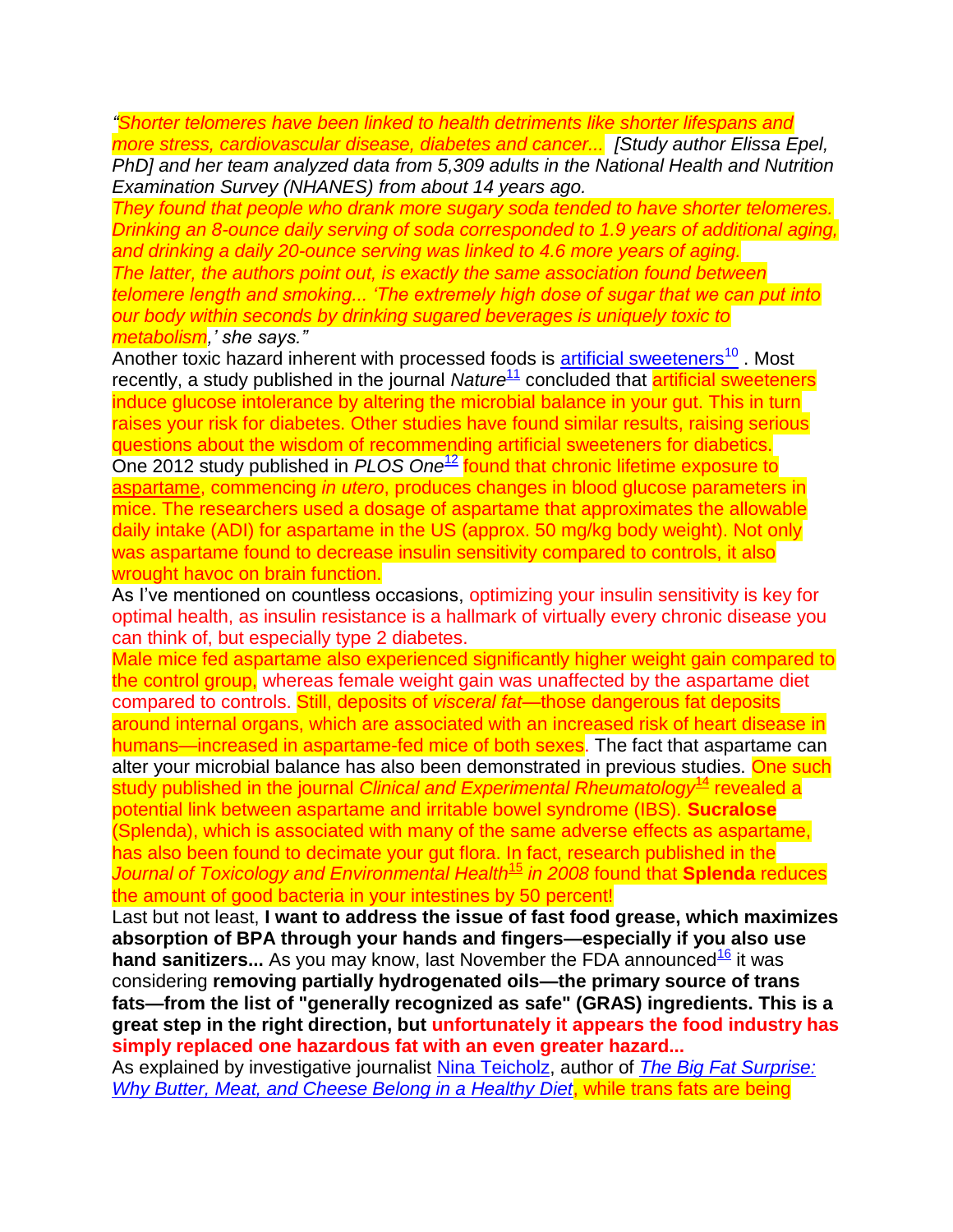*"Shorter telomeres have been linked to health detriments like shorter lifespans and more stress, cardiovascular disease, diabetes and cancer... [Study author Elissa Epel, PhD] and her team analyzed data from 5,309 adults in the National Health and Nutrition Examination Survey (NHANES) from about 14 years ago.*

*They found that people who drank more sugary soda tended to have shorter telomeres. Drinking an 8-ounce daily serving of soda corresponded to 1.9 years of additional aging, and drinking a daily 20-ounce serving was linked to 4.6 more years of aging.*

*The latter, the authors point out, is exactly the same association found between telomere length and smoking... 'The extremely high dose of sugar that we can put into our body within seconds by drinking sugared beverages is uniquely toxic to metabolism,' she says."*

Another toxic hazard inherent with processed foods is artificial sweeteners[10] . Most recently, a study published in the journal *Nature*[11] concluded that artificial sweeteners induce glucose intolerance by altering the microbial balance in your gut. This in turn raises your risk for diabetes. Other studies have found similar results, raising serious questions about the wisdom of recommending artificial sweeteners for diabetics.

One 2012 study published in *PLOS One*[12] found that chronic lifetime exposure to aspartame, commencing *in utero*, produces changes in blood glucose parameters in mice. The researchers used a dosage of aspartame that approximates the allowable daily intake (ADI) for aspartame in the US (approx. 50 mg/kg body weight). Not only was aspartame found to decrease insulin sensitivity compared to controls, it also wrought havoc on brain function.

As I've mentioned on countless occasions, optimizing your insulin sensitivity is key for optimal health, as insulin resistance is a hallmark of virtually every chronic disease you can think of, but especially type 2 diabetes.

Male mice fed aspartame also experienced significantly higher weight gain compared to the control group, whereas female weight gain was unaffected by the aspartame diet compared to controls. Still, deposits of *visceral fat*—those dangerous fat deposits around internal organs, which are associated with an increased risk of heart disease in humans—increased in aspartame-fed mice of both sexes. The fact that aspartame can alter your microbial balance has also been demonstrated in previous studies. One such study published in the journal *Clinical and Experimental Rheumatology*[14] revealed a potential link between aspartame and irritable bowel syndrome (IBS). **Sucralose** (Splenda), which is associated with many of the same adverse effects as aspartame, has also been found to decimate your gut flora. In fact, research published in the *Journal of Toxicology and Environmental Health*[15] *in 2008* found that **Splenda** reduces the amount of good bacteria in your intestines by 50 percent!

Last but not least, **I want to address the issue of fast food grease, which maximizes absorption of BPA through your hands and fingers—especially if you also use hand sanitizers...** As you may know, last November the FDA announced[16] it was considering **removing partially hydrogenated oils—the primary source of trans fats—from the list of "generally recognized as safe" (GRAS) ingredients. This is a great step in the right direction, but unfortunately it appears the food industry has simply replaced one hazardous fat with an even greater hazard...**

As explained by investigative journalist Nina Teicholz, author of *The Big Fat Surprise: Why Butter, Meat, and Cheese Belong in a Healthy Diet*, while trans fats are being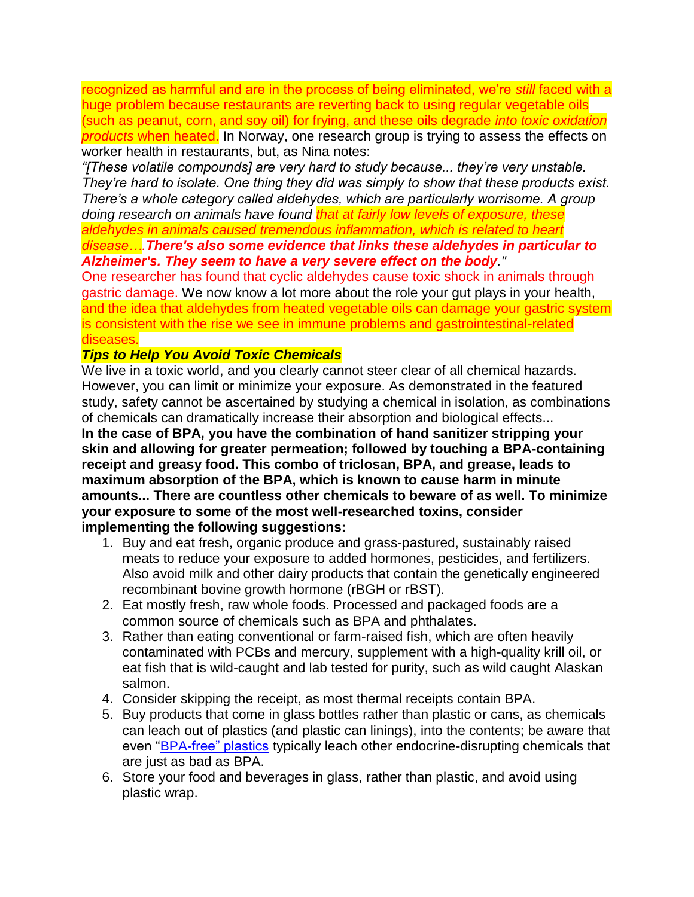recognized as harmful and are in the process of being eliminated, we're *still* faced with a huge problem because restaurants are reverting back to using regular vegetable oils (such as peanut, corn, and soy oil) for frying, and these oils degrade *into toxic oxidation products* when heated. In Norway, one research group is trying to assess the effects on worker health in restaurants, but, as Nina notes:

*"[These volatile compounds] are very hard to study because... they're very unstable. They're hard to isolate. One thing they did was simply to show that these products exist. There's a whole category called aldehydes, which are particularly worrisome. A group doing research on animals have found that at fairly low levels of exposure, these aldehydes in animals caused tremendous inflammation, which is related to heart disease…. **There's also some evidence that links these aldehydes in particular to Alzheimer's. They seem to have a very severe effect on the body**."*

One researcher has found that cyclic aldehydes cause toxic shock in animals through gastric damage. We now know a lot more about the role your gut plays in your health, and the idea that aldehydes from heated vegetable oils can damage your gastric system is consistent with the rise we see in immune problems and gastrointestinal-related diseases.

***Tips to Help You Avoid Toxic Chemicals***

We live in a toxic world, and you clearly cannot steer clear of all chemical hazards. However, you can limit or minimize your exposure. As demonstrated in the featured study, safety cannot be ascertained by studying a chemical in isolation, as combinations of chemicals can dramatically increase their absorption and biological effects...

**In the case of BPA, you have the combination of hand sanitizer stripping your skin and allowing for greater permeation; followed by touching a BPA-containing receipt and greasy food. This combo of triclosan, BPA, and grease, leads to maximum absorption of the BPA, which is known to cause harm in minute amounts... There are countless other chemicals to beware of as well. To minimize your exposure to some of the most well-researched toxins, consider implementing the following suggestions:**

1. Buy and eat fresh, organic produce and grass-pastured, sustainably raised meats to reduce your exposure to added hormones, pesticides, and fertilizers. Also avoid milk and other dairy products that contain the genetically engineered recombinant bovine growth hormone (rBGH or rBST).
2. Eat mostly fresh, raw whole foods. Processed and packaged foods are a common source of chemicals such as BPA and phthalates.
3. Rather than eating conventional or farm-raised fish, which are often heavily contaminated with PCBs and mercury, supplement with a high-quality krill oil, or eat fish that is wild-caught and lab tested for purity, such as wild caught Alaskan salmon.
4. Consider skipping the receipt, as most thermal receipts contain BPA.
5. Buy products that come in glass bottles rather than plastic or cans, as chemicals can leach out of plastics (and plastic can linings), into the contents; be aware that even "BPA-free" plastics typically leach other endocrine-disrupting chemicals that are just as bad as BPA.
6. Store your food and beverages in glass, rather than plastic, and avoid using plastic wrap.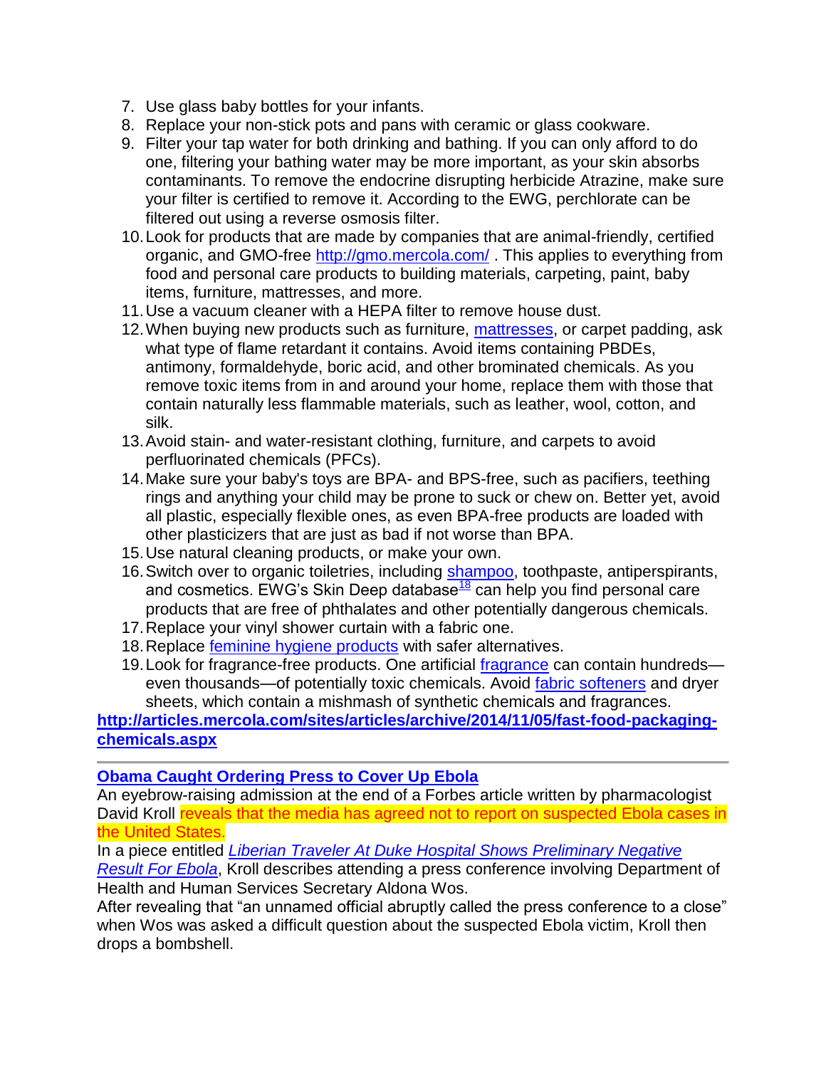7. Use glass baby bottles for your infants.
8. Replace your non-stick pots and pans with ceramic or glass cookware.
9. Filter your tap water for both drinking and bathing. If you can only afford to do one, filtering your bathing water may be more important, as your skin absorbs contaminants. To remove the endocrine disrupting herbicide Atrazine, make sure your filter is certified to remove it. According to the EWG, perchlorate can be filtered out using a reverse osmosis filter.
10. Look for products that are made by companies that are animal-friendly, certified organic, and GMO-free http://gmo.mercola.com/ . This applies to everything from food and personal care products to building materials, carpeting, paint, baby items, furniture, mattresses, and more.
11. Use a vacuum cleaner with a HEPA filter to remove house dust.
12. When buying new products such as furniture, mattresses, or carpet padding, ask what type of flame retardant it contains. Avoid items containing PBDEs, antimony, formaldehyde, boric acid, and other brominated chemicals. As you remove toxic items from in and around your home, replace them with those that contain naturally less flammable materials, such as leather, wool, cotton, and silk.
13. Avoid stain- and water-resistant clothing, furniture, and carpets to avoid perfluorinated chemicals (PFCs).
14. Make sure your baby's toys are BPA- and BPS-free, such as pacifiers, teething rings and anything your child may be prone to suck or chew on. Better yet, avoid all plastic, especially flexible ones, as even BPA-free products are loaded with other plasticizers that are just as bad if not worse than BPA.
15. Use natural cleaning products, or make your own.
16. Switch over to organic toiletries, including shampoo, toothpaste, antiperspirants, and cosmetics. EWG's Skin Deep database[18] can help you find personal care products that are free of phthalates and other potentially dangerous chemicals.
17. Replace your vinyl shower curtain with a fabric one.
18. Replace feminine hygiene products with safer alternatives.
19. Look for fragrance-free products. One artificial fragrance can contain hundreds—even thousands—of potentially toxic chemicals. Avoid fabric softeners and dryer sheets, which contain a mishmash of synthetic chemicals and fragrances.

**http://articles.mercola.com/sites/articles/archive/2014/11/05/fast-food-packaging-chemicals.aspx**

---

**Obama Caught Ordering Press to Cover Up Ebola**

An eyebrow-raising admission at the end of a Forbes article written by pharmacologist David Kroll reveals that the media has agreed not to report on suspected Ebola cases in the United States.

In a piece entitled *Liberian Traveler At Duke Hospital Shows Preliminary Negative Result For Ebola*, Kroll describes attending a press conference involving Department of Health and Human Services Secretary Aldona Wos.

After revealing that "an unnamed official abruptly called the press conference to a close" when Wos was asked a difficult question about the suspected Ebola victim, Kroll then drops a bombshell.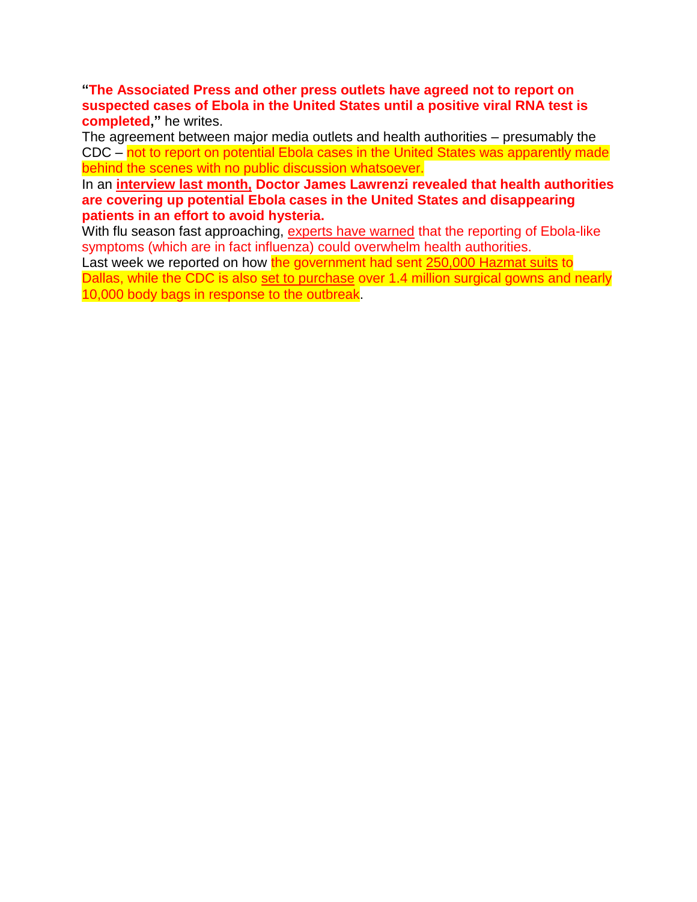"**The Associated Press and other press outlets have agreed not to report on suspected cases of Ebola in the United States until a positive viral RNA test is completed**," he writes.

The agreement between major media outlets and health authorities – presumably the CDC – not to report on potential Ebola cases in the United States was apparently made behind the scenes with no public discussion whatsoever.

In an **interview last month, Doctor James Lawrenzi revealed that health authorities are covering up potential Ebola cases in the United States and disappearing patients in an effort to avoid hysteria.**

With flu season fast approaching, experts have warned that the reporting of Ebola-like symptoms (which are in fact influenza) could overwhelm health authorities.

Last week we reported on how the government had sent 250,000 Hazmat suits to Dallas, while the CDC is also set to purchase over 1.4 million surgical gowns and nearly 10,000 body bags in response to the outbreak.